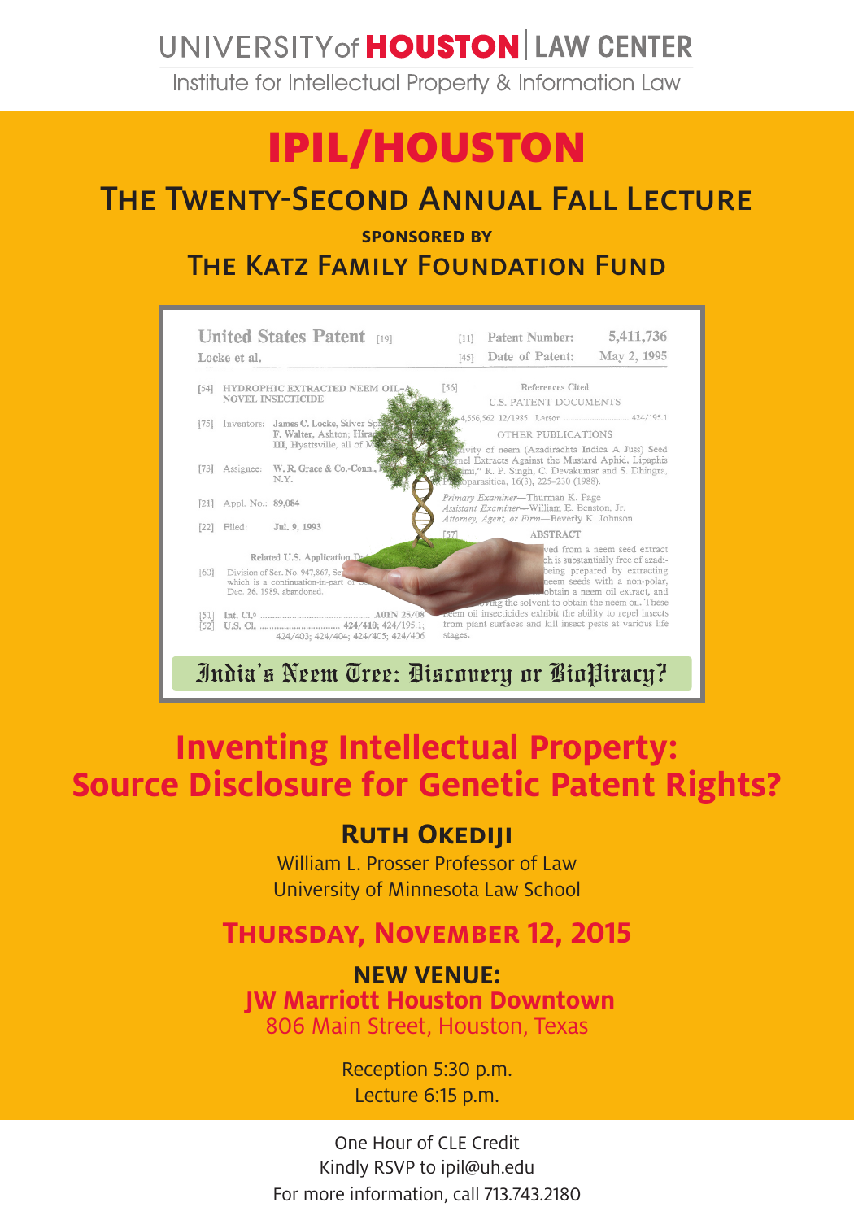UNIVERSITY of **HOUSTON** | LAW CENTER

Institute for Intellectual Property & Information Law

# IPIL/HOUSTON

## The Twenty-Second Annual Fall Lecture

**SPONSORED BY**

## The Katz Family Foundation Fund

India's Neem Tree: Discovery or BioPiracy?

# Inventing Intellectual Property: Source Disclosure for Genetic Patent Rights?

### Ruth Okediji

William L. Prosser Professor of Law
University of Minnesota Law School

### Thursday, November 12, 2015

**NEW VENUE:**
**JW Marriott Houston Downtown**
806 Main Street, Houston, Texas

Reception 5:30 p.m.
Lecture 6:15 p.m.

One Hour of CLE Credit
Kindly RSVP to ipil@uh.edu
For more information, call 713.743.2180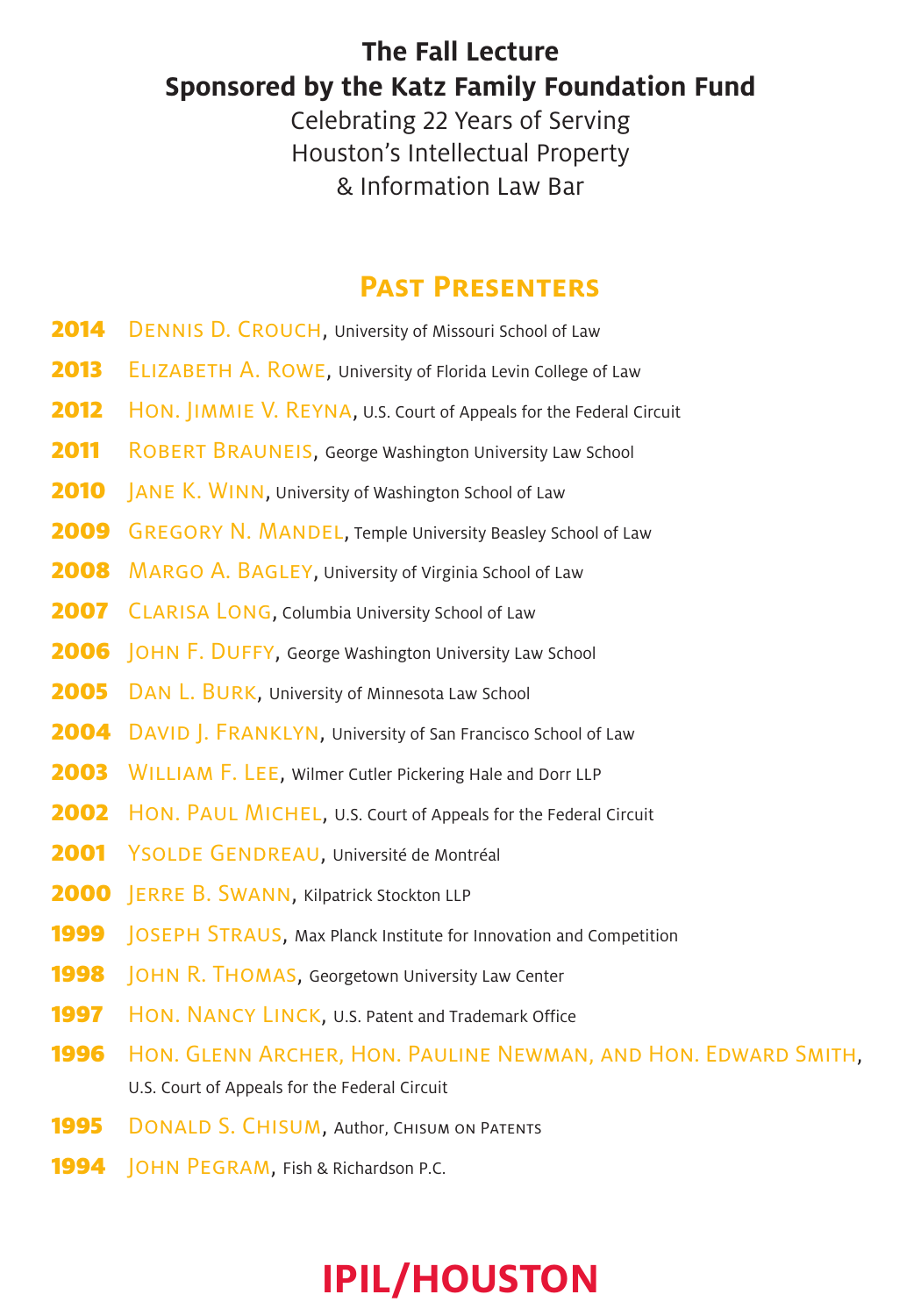**The Fall Lecture**
**Sponsored by the Katz Family Foundation Fund**

Celebrating 22 Years of Serving
Houston's Intellectual Property
& Information Law Bar

## Past Presenters

**2014** Dennis D. Crouch, University of Missouri School of Law

**2013** Elizabeth A. Rowe, University of Florida Levin College of Law

**2012** Hon. Jimmie V. Reyna, U.S. Court of Appeals for the Federal Circuit

**2011** Robert Brauneis, George Washington University Law School

**2010** Jane K. Winn, University of Washington School of Law

**2009** Gregory N. Mandel, Temple University Beasley School of Law

**2008** Margo A. Bagley, University of Virginia School of Law

**2007** Clarisa Long, Columbia University School of Law

**2006** John F. Duffy, George Washington University Law School

**2005** Dan L. Burk, University of Minnesota Law School

**2004** David J. Franklyn, University of San Francisco School of Law

**2003** William F. Lee, Wilmer Cutler Pickering Hale and Dorr LLP

**2002** Hon. Paul Michel, U.S. Court of Appeals for the Federal Circuit

**2001** Ysolde Gendreau, Université de Montréal

**2000** Jerre B. Swann, Kilpatrick Stockton LLP

**1999** Joseph Straus, Max Planck Institute for Innovation and Competition

**1998** John R. Thomas, Georgetown University Law Center

**1997** Hon. Nancy Linck, U.S. Patent and Trademark Office

**1996** Hon. Glenn Archer, Hon. Pauline Newman, and Hon. Edward Smith, U.S. Court of Appeals for the Federal Circuit

**1995** Donald S. Chisum, Author, Chisum on Patents

**1994** John Pegram, Fish & Richardson P.C.

**IPIL/HOUSTON**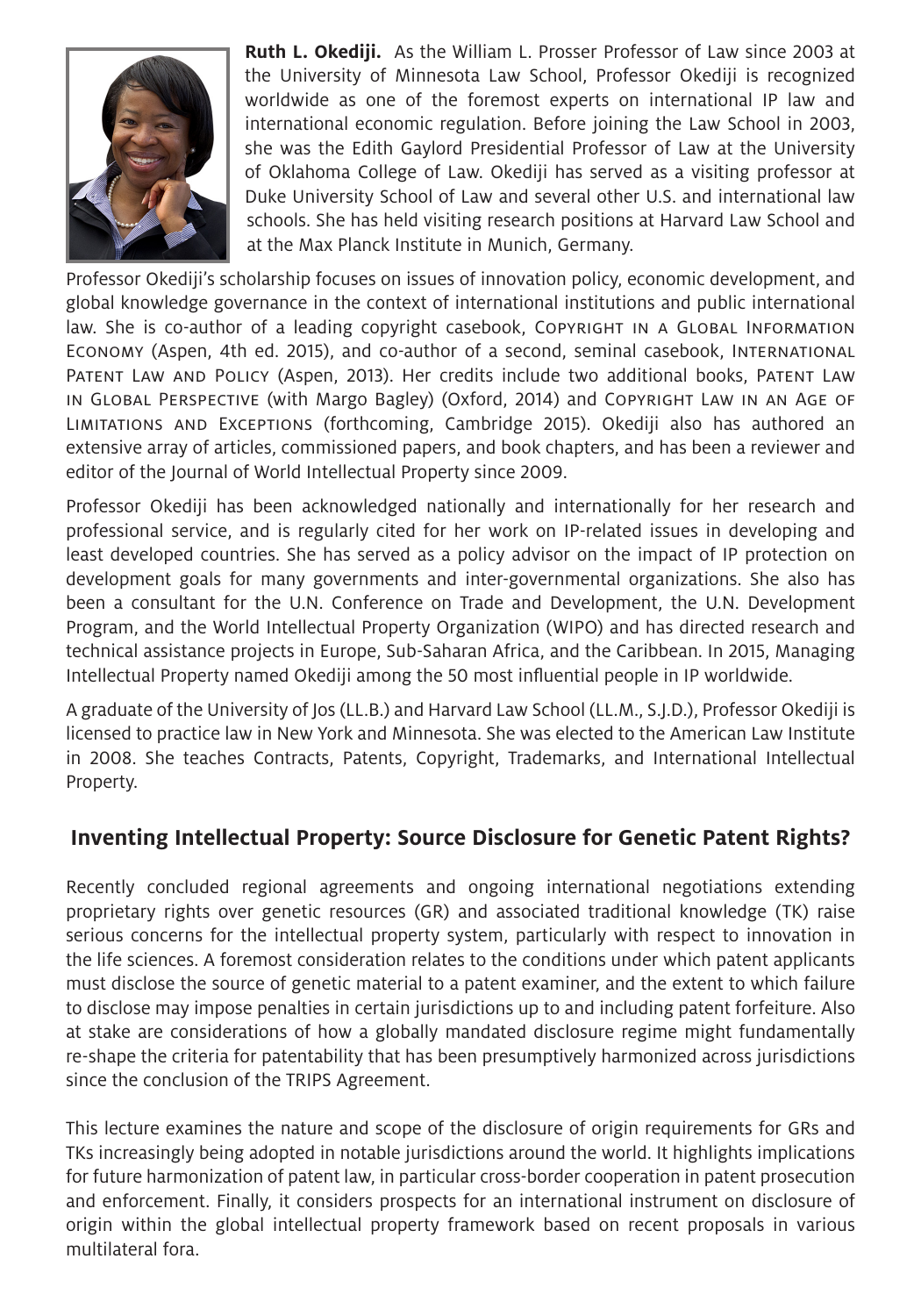**Ruth L. Okediji.** As the William L. Prosser Professor of Law since 2003 at the University of Minnesota Law School, Professor Okediji is recognized worldwide as one of the foremost experts on international IP law and international economic regulation. Before joining the Law School in 2003, she was the Edith Gaylord Presidential Professor of Law at the University of Oklahoma College of Law. Okediji has served as a visiting professor at Duke University School of Law and several other U.S. and international law schools. She has held visiting research positions at Harvard Law School and at the Max Planck Institute in Munich, Germany.

Professor Okediji's scholarship focuses on issues of innovation policy, economic development, and global knowledge governance in the context of international institutions and public international law. She is co-author of a leading copyright casebook, Copyright in a Global Information Economy (Aspen, 4th ed. 2015), and co-author of a second, seminal casebook, International Patent Law and Policy (Aspen, 2013). Her credits include two additional books, Patent Law in Global Perspective (with Margo Bagley) (Oxford, 2014) and Copyright Law in an Age of Limitations and Exceptions (forthcoming, Cambridge 2015). Okediji also has authored an extensive array of articles, commissioned papers, and book chapters, and has been a reviewer and editor of the Journal of World Intellectual Property since 2009.

Professor Okediji has been acknowledged nationally and internationally for her research and professional service, and is regularly cited for her work on IP-related issues in developing and least developed countries. She has served as a policy advisor on the impact of IP protection on development goals for many governments and inter-governmental organizations. She also has been a consultant for the U.N. Conference on Trade and Development, the U.N. Development Program, and the World Intellectual Property Organization (WIPO) and has directed research and technical assistance projects in Europe, Sub-Saharan Africa, and the Caribbean. In 2015, Managing Intellectual Property named Okediji among the 50 most influential people in IP worldwide.

A graduate of the University of Jos (LL.B.) and Harvard Law School (LL.M., S.J.D.), Professor Okediji is licensed to practice law in New York and Minnesota. She was elected to the American Law Institute in 2008. She teaches Contracts, Patents, Copyright, Trademarks, and International Intellectual Property.

## Inventing Intellectual Property: Source Disclosure for Genetic Patent Rights?

Recently concluded regional agreements and ongoing international negotiations extending proprietary rights over genetic resources (GR) and associated traditional knowledge (TK) raise serious concerns for the intellectual property system, particularly with respect to innovation in the life sciences. A foremost consideration relates to the conditions under which patent applicants must disclose the source of genetic material to a patent examiner, and the extent to which failure to disclose may impose penalties in certain jurisdictions up to and including patent forfeiture. Also at stake are considerations of how a globally mandated disclosure regime might fundamentally re-shape the criteria for patentability that has been presumptively harmonized across jurisdictions since the conclusion of the TRIPS Agreement.

This lecture examines the nature and scope of the disclosure of origin requirements for GRs and TKs increasingly being adopted in notable jurisdictions around the world. It highlights implications for future harmonization of patent law, in particular cross-border cooperation in patent prosecution and enforcement. Finally, it considers prospects for an international instrument on disclosure of origin within the global intellectual property framework based on recent proposals in various multilateral fora.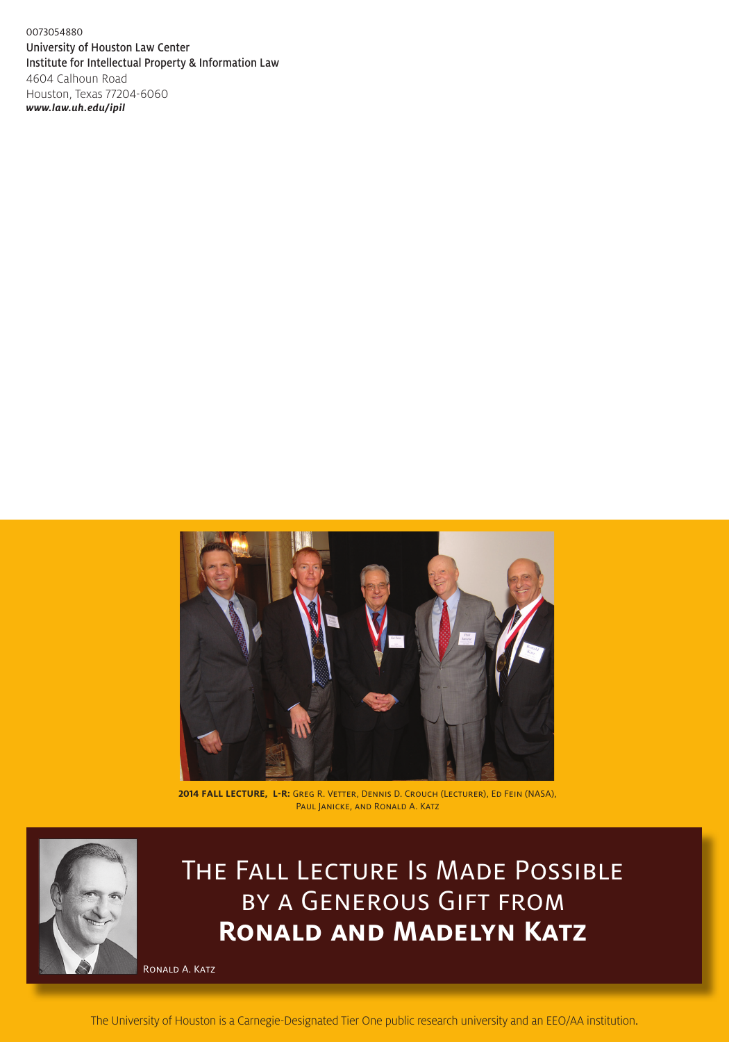0073054880

University of Houston Law Center
Institute for Intellectual Property & Information Law
4604 Calhoun Road
Houston, Texas 77204-6060
***www.law.uh.edu/ipil***

**2014 FALL LECTURE, L-R:** Greg R. Vetter, Dennis D. Crouch (Lecturer), Ed Fein (NASA), Paul Janicke, and Ronald A. Katz

## The Fall Lecture Is Made Possible by a Generous Gift from **Ronald and Madelyn Katz**

Ronald A. Katz

The University of Houston is a Carnegie-Designated Tier One public research university and an EEO/AA institution.